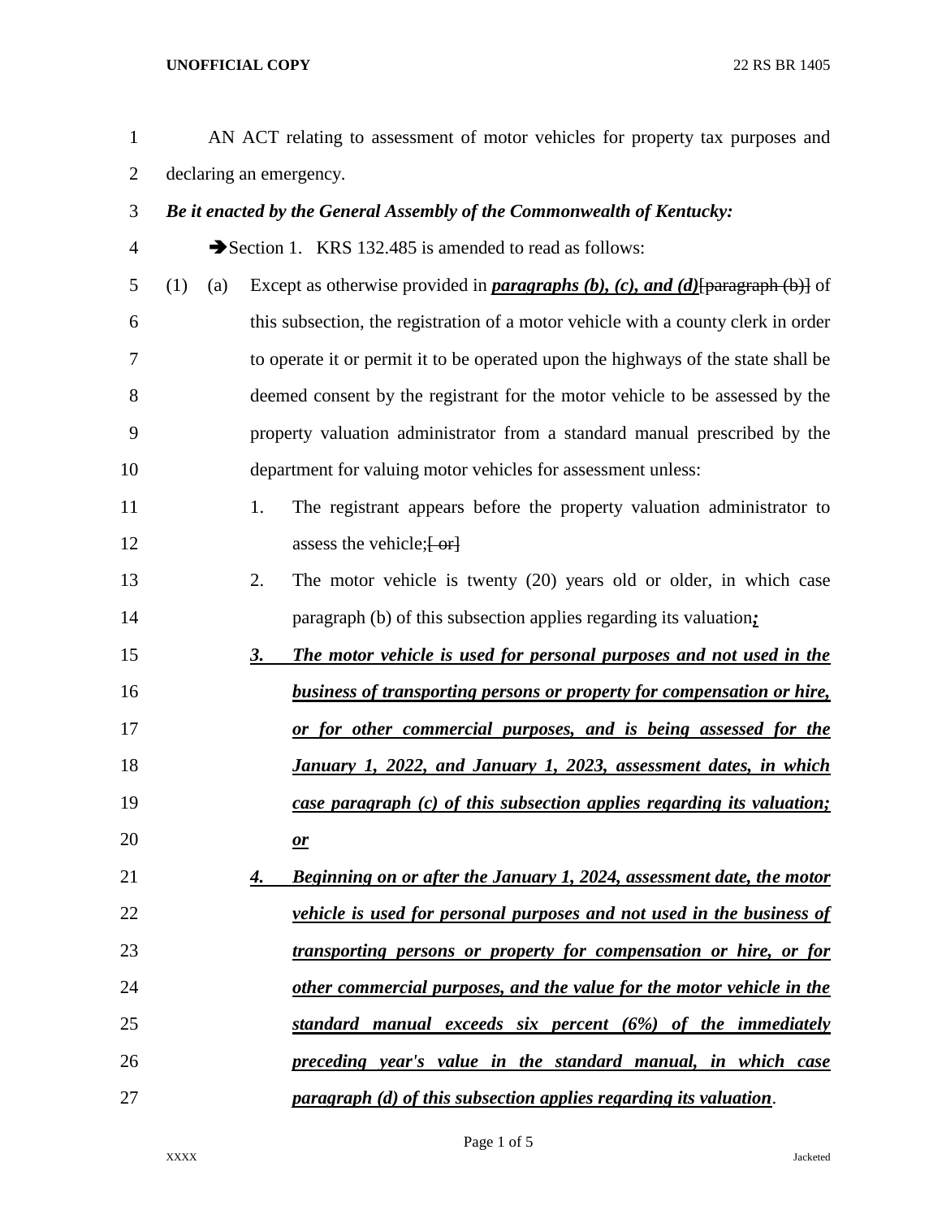AN ACT relating to assessment of motor vehicles for property tax purposes and declaring an emergency.

***Be it enacted by the General Assembly of the Commonwealth of Kentucky:***

➔Section 1. KRS 132.485 is amended to read as follows:

(1) (a) Except as otherwise provided in ***paragraphs (b), (c), and (d)***[paragraph (b)] of this subsection, the registration of a motor vehicle with a county clerk in order to operate it or permit it to be operated upon the highways of the state shall be deemed consent by the registrant for the motor vehicle to be assessed by the property valuation administrator from a standard manual prescribed by the department for valuing motor vehicles for assessment unless:

1. The registrant appears before the property valuation administrator to assess the vehicle;[ or]

2. The motor vehicle is twenty (20) years old or older, in which case paragraph (b) of this subsection applies regarding its valuation***;***

***3. The motor vehicle is used for personal purposes and not used in the business of transporting persons or property for compensation or hire, or for other commercial purposes, and is being assessed for the January 1, 2022, and January 1, 2023, assessment dates, in which case paragraph (c) of this subsection applies regarding its valuation; or***

***4. Beginning on or after the January 1, 2024, assessment date, the motor vehicle is used for personal purposes and not used in the business of transporting persons or property for compensation or hire, or for other commercial purposes, and the value for the motor vehicle in the standard manual exceeds six percent (6%) of the immediately preceding year's value in the standard manual, in which case paragraph (d) of this subsection applies regarding its valuation***.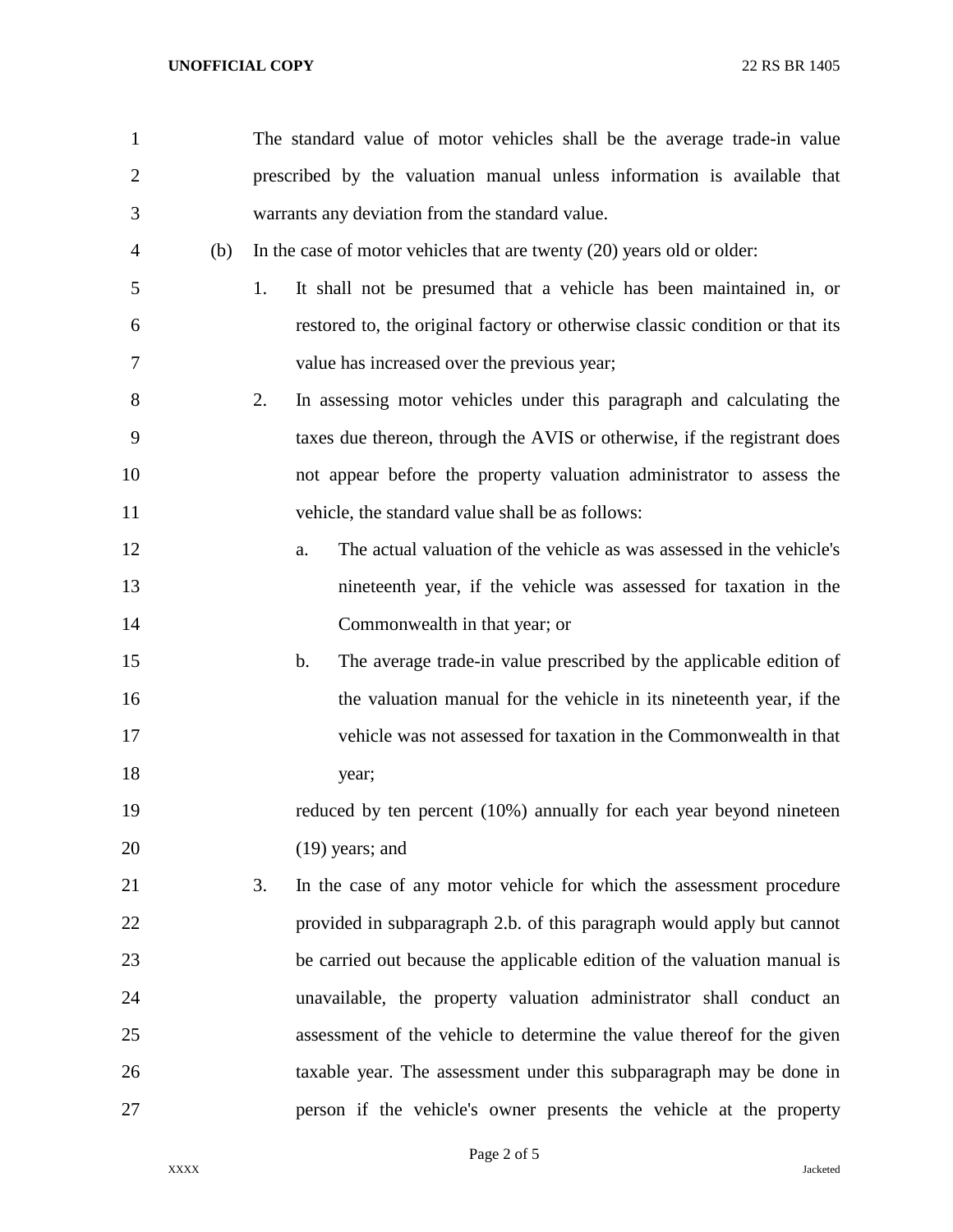The standard value of motor vehicles shall be the average trade-in value prescribed by the valuation manual unless information is available that warrants any deviation from the standard value.

(b) In the case of motor vehicles that are twenty (20) years old or older:

1. It shall not be presumed that a vehicle has been maintained in, or restored to, the original factory or otherwise classic condition or that its value has increased over the previous year;

2. In assessing motor vehicles under this paragraph and calculating the taxes due thereon, through the AVIS or otherwise, if the registrant does not appear before the property valuation administrator to assess the vehicle, the standard value shall be as follows:

   a. The actual valuation of the vehicle as was assessed in the vehicle's nineteenth year, if the vehicle was assessed for taxation in the Commonwealth in that year; or

   b. The average trade-in value prescribed by the applicable edition of the valuation manual for the vehicle in its nineteenth year, if the vehicle was not assessed for taxation in the Commonwealth in that year;

   reduced by ten percent (10%) annually for each year beyond nineteen (19) years; and

3. In the case of any motor vehicle for which the assessment procedure provided in subparagraph 2.b. of this paragraph would apply but cannot be carried out because the applicable edition of the valuation manual is unavailable, the property valuation administrator shall conduct an assessment of the vehicle to determine the value thereof for the given taxable year. The assessment under this subparagraph may be done in person if the vehicle's owner presents the vehicle at the property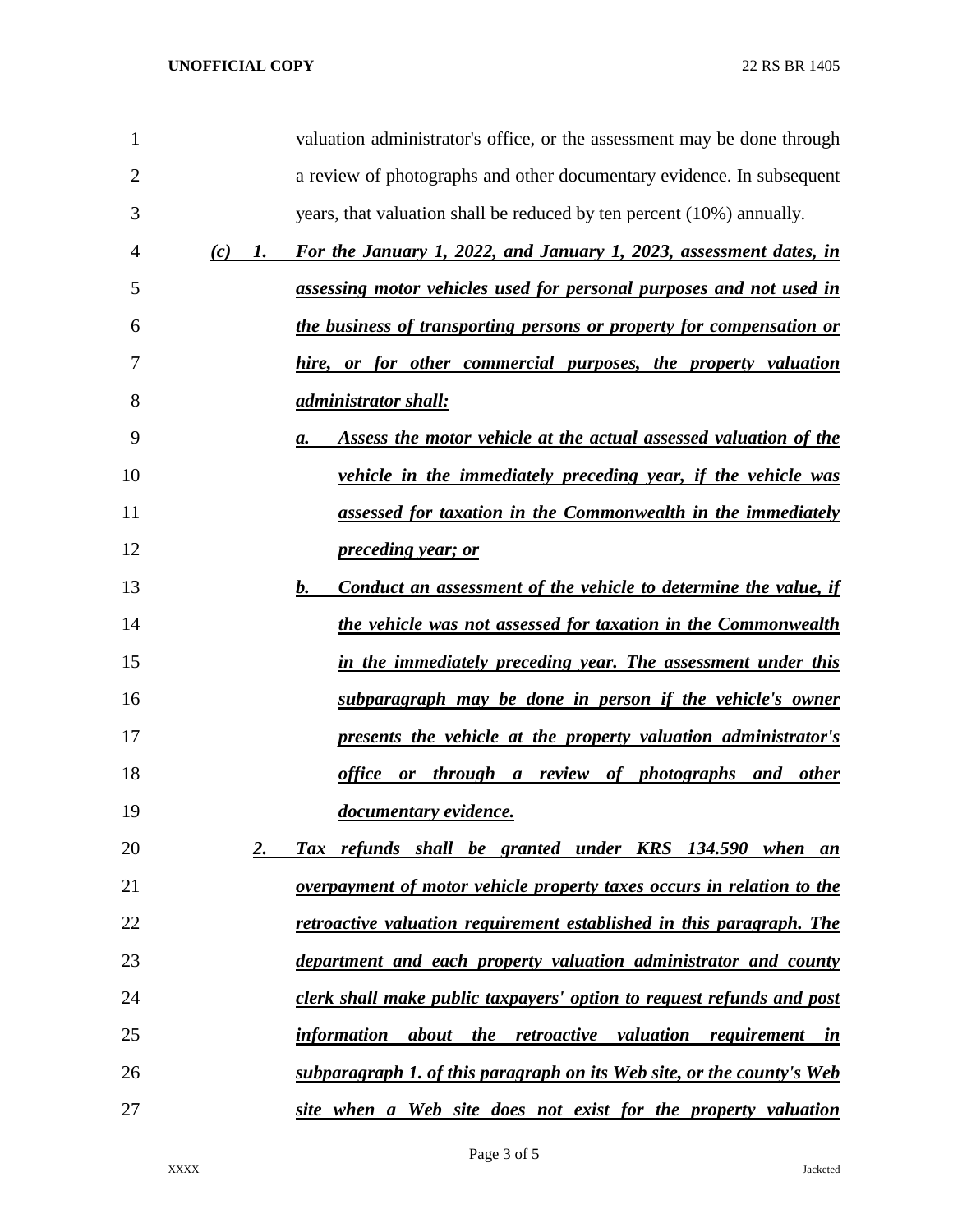valuation administrator's office, or the assessment may be done through a review of photographs and other documentary evidence. In subsequent years, that valuation shall be reduced by ten percent (10%) annually.

***(c) 1. For the January 1, 2022, and January 1, 2023, assessment dates, in assessing motor vehicles used for personal purposes and not used in the business of transporting persons or property for compensation or hire, or for other commercial purposes, the property valuation administrator shall:***

***a. Assess the motor vehicle at the actual assessed valuation of the vehicle in the immediately preceding year, if the vehicle was assessed for taxation in the Commonwealth in the immediately preceding year; or***

***b. Conduct an assessment of the vehicle to determine the value, if the vehicle was not assessed for taxation in the Commonwealth in the immediately preceding year. The assessment under this subparagraph may be done in person if the vehicle's owner presents the vehicle at the property valuation administrator's office or through a review of photographs and other documentary evidence.***

***2. Tax refunds shall be granted under KRS 134.590 when an overpayment of motor vehicle property taxes occurs in relation to the retroactive valuation requirement established in this paragraph. The department and each property valuation administrator and county clerk shall make public taxpayers' option to request refunds and post information about the retroactive valuation requirement in subparagraph 1. of this paragraph on its Web site, or the county's Web site when a Web site does not exist for the property valuation***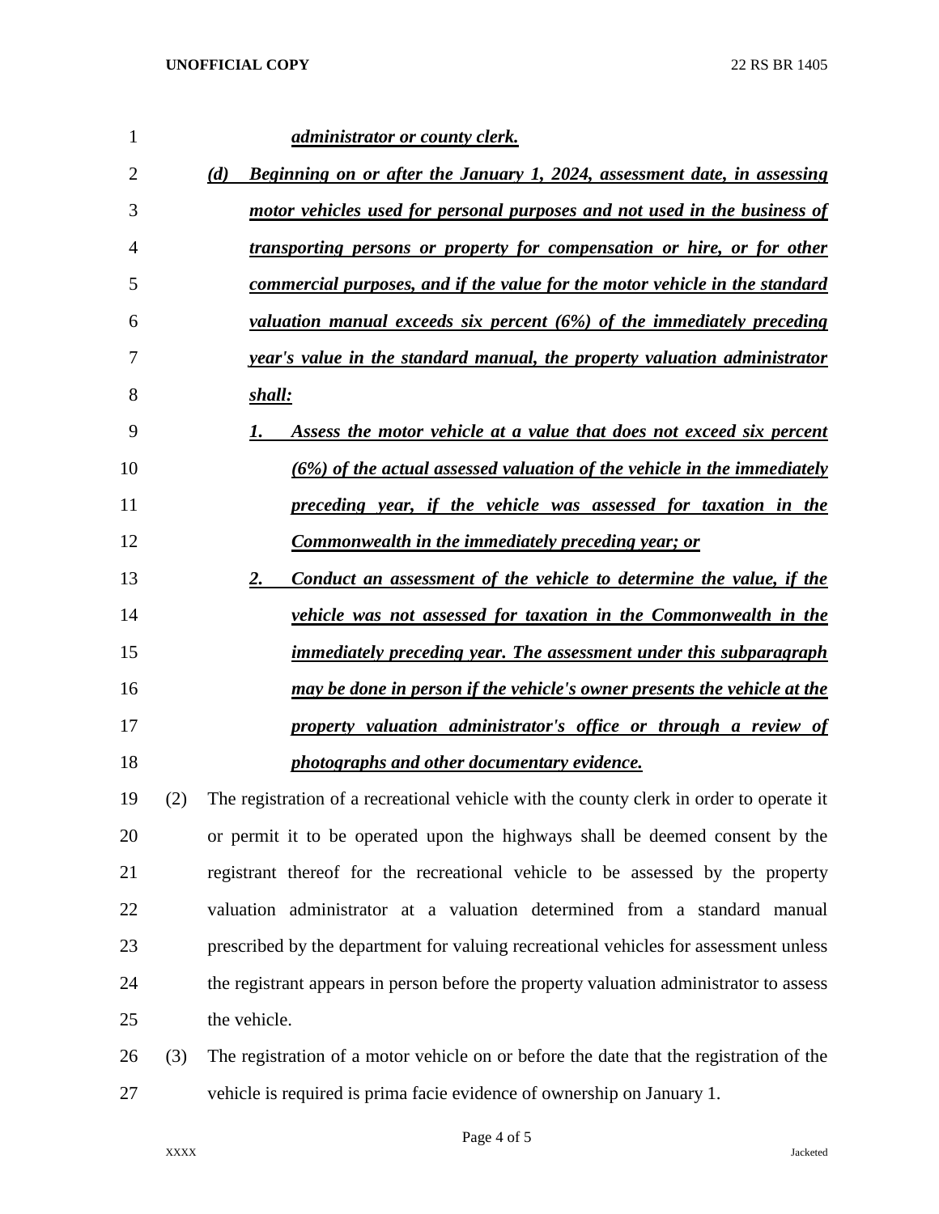***administrator or county clerk.***

***(d) Beginning on or after the January 1, 2024, assessment date, in assessing motor vehicles used for personal purposes and not used in the business of transporting persons or property for compensation or hire, or for other commercial purposes, and if the value for the motor vehicle in the standard valuation manual exceeds six percent (6%) of the immediately preceding year's value in the standard manual, the property valuation administrator shall:***

***1. Assess the motor vehicle at a value that does not exceed six percent (6%) of the actual assessed valuation of the vehicle in the immediately preceding year, if the vehicle was assessed for taxation in the Commonwealth in the immediately preceding year; or***

***2. Conduct an assessment of the vehicle to determine the value, if the vehicle was not assessed for taxation in the Commonwealth in the immediately preceding year. The assessment under this subparagraph may be done in person if the vehicle's owner presents the vehicle at the property valuation administrator's office or through a review of photographs and other documentary evidence.***

(2) The registration of a recreational vehicle with the county clerk in order to operate it or permit it to be operated upon the highways shall be deemed consent by the registrant thereof for the recreational vehicle to be assessed by the property valuation administrator at a valuation determined from a standard manual prescribed by the department for valuing recreational vehicles for assessment unless the registrant appears in person before the property valuation administrator to assess the vehicle.

(3) The registration of a motor vehicle on or before the date that the registration of the vehicle is required is prima facie evidence of ownership on January 1.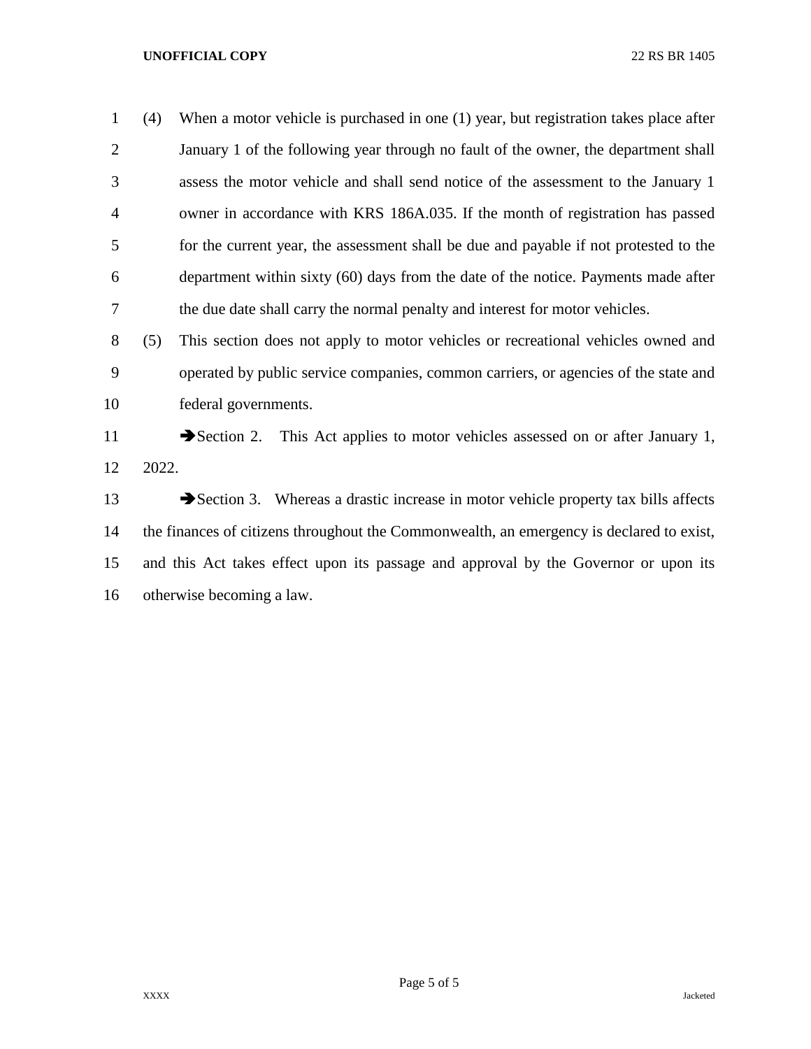(4) When a motor vehicle is purchased in one (1) year, but registration takes place after January 1 of the following year through no fault of the owner, the department shall assess the motor vehicle and shall send notice of the assessment to the January 1 owner in accordance with KRS 186A.035. If the month of registration has passed for the current year, the assessment shall be due and payable if not protested to the department within sixty (60) days from the date of the notice. Payments made after the due date shall carry the normal penalty and interest for motor vehicles.

(5) This section does not apply to motor vehicles or recreational vehicles owned and operated by public service companies, common carriers, or agencies of the state and federal governments.

➔Section 2. This Act applies to motor vehicles assessed on or after January 1, 2022.

➔Section 3. Whereas a drastic increase in motor vehicle property tax bills affects the finances of citizens throughout the Commonwealth, an emergency is declared to exist, and this Act takes effect upon its passage and approval by the Governor or upon its otherwise becoming a law.